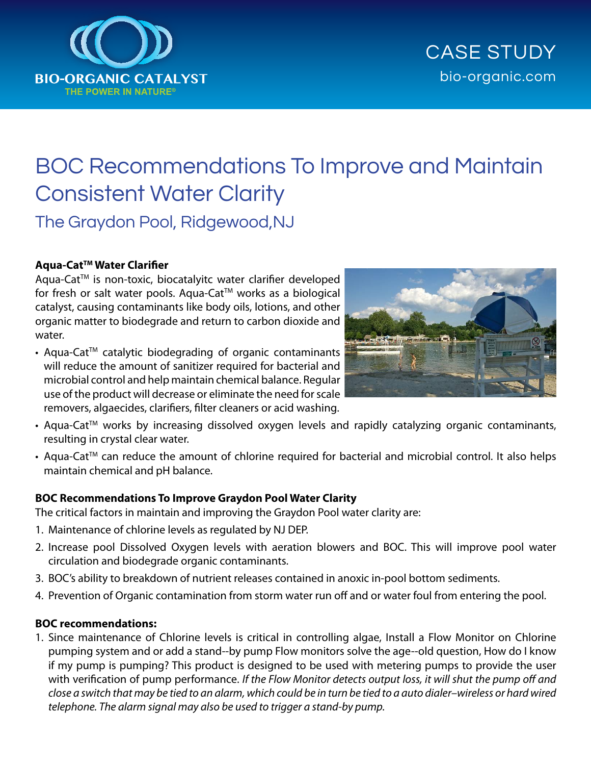BIO-ORGANIC CATALYST
THE POWER IN NATURE®

CASE STUDY
bio-organic.com

# BOC Recommendations To Improve and Maintain Consistent Water Clarity

## The Graydon Pool, Ridgewood,NJ

### Aqua-Cat™ Water Clarifier

Aqua-Cat™ is non-toxic, biocatalyitc water clarifier developed for fresh or salt water pools. Aqua-Cat™ works as a biological catalyst, causing contaminants like body oils, lotions, and other organic matter to biodegrade and return to carbon dioxide and water.

- Aqua-Cat™ catalytic biodegrading of organic contaminants will reduce the amount of sanitizer required for bacterial and microbial control and help maintain chemical balance. Regular use of the product will decrease or eliminate the need for scale removers, algaecides, clarifiers, filter cleaners or acid washing.
- Aqua-Cat™ works by increasing dissolved oxygen levels and rapidly catalyzing organic contaminants, resulting in crystal clear water.
- Aqua-Cat™ can reduce the amount of chlorine required for bacterial and microbial control. It also helps maintain chemical and pH balance.

### BOC Recommendations To Improve Graydon Pool Water Clarity

The critical factors in maintain and improving the Graydon Pool water clarity are:

1. Maintenance of chlorine levels as regulated by NJ DEP.
2. Increase pool Dissolved Oxygen levels with aeration blowers and BOC. This will improve pool water circulation and biodegrade organic contaminants.
3. BOC's ability to breakdown of nutrient releases contained in anoxic in-pool bottom sediments.
4. Prevention of Organic contamination from storm water run off and or water foul from entering the pool.

### BOC recommendations:

1. Since maintenance of Chlorine levels is critical in controlling algae, Install a Flow Monitor on Chlorine pumping system and or add a stand--by pump Flow monitors solve the age--old question, How do I know if my pump is pumping? This product is designed to be used with metering pumps to provide the user with verification of pump performance. *If the Flow Monitor detects output loss, it will shut the pump off and close a switch that may be tied to an alarm, which could be in turn be tied to a auto dialer–wireless or hard wired telephone. The alarm signal may also be used to trigger a stand-by pump.*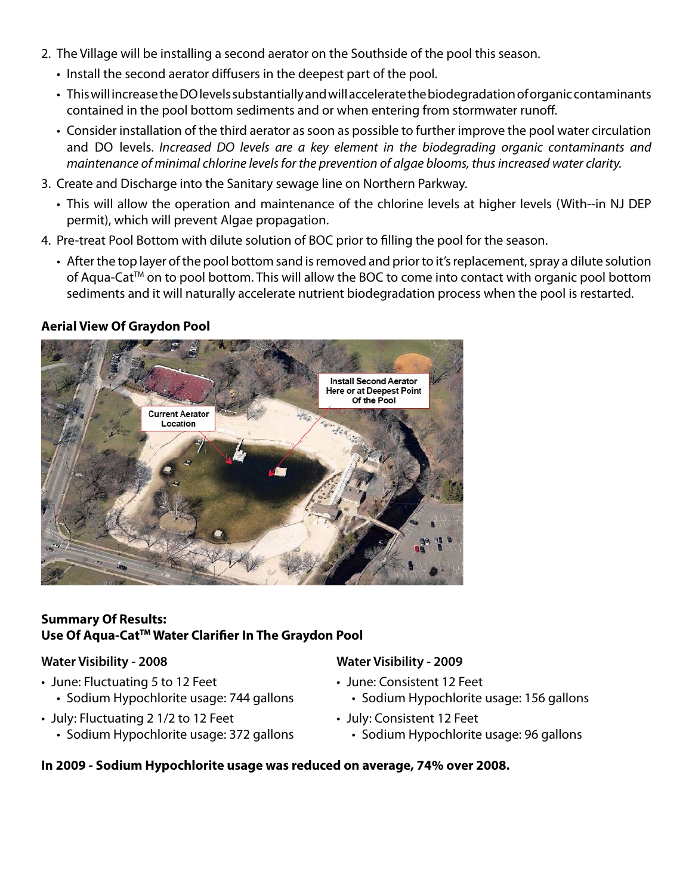2. The Village will be installing a second aerator on the Southside of the pool this season.
   - Install the second aerator diffusers in the deepest part of the pool.
   - This will increase the DO levels substantially and will accelerate the biodegradation of organic contaminants contained in the pool bottom sediments and or when entering from stormwater runoff.
   - Consider installation of the third aerator as soon as possible to further improve the pool water circulation and DO levels. *Increased DO levels are a key element in the biodegrading organic contaminants and maintenance of minimal chlorine levels for the prevention of algae blooms, thus increased water clarity.*
3. Create and Discharge into the Sanitary sewage line on Northern Parkway.
   - This will allow the operation and maintenance of the chlorine levels at higher levels (With--in NJ DEP permit), which will prevent Algae propagation.
4. Pre-treat Pool Bottom with dilute solution of BOC prior to filling the pool for the season.
   - After the top layer of the pool bottom sand is removed and prior to it's replacement, spray a dilute solution of Aqua-Cat™ on to pool bottom. This will allow the BOC to come into contact with organic pool bottom sediments and it will naturally accelerate nutrient biodegradation process when the pool is restarted.

**Aerial View Of Graydon Pool**

Current Aerator Location

Install Second Aerator Here or at Deepest Point Of the Pool

**Summary Of Results:**
**Use Of Aqua-Cat™ Water Clarifier In The Graydon Pool**

**Water Visibility - 2008**

- June: Fluctuating 5 to 12 Feet
  - Sodium Hypochlorite usage: 744 gallons
- July: Fluctuating 2 1/2 to 12 Feet
  - Sodium Hypochlorite usage: 372 gallons

**Water Visibility - 2009**

- June: Consistent 12 Feet
  - Sodium Hypochlorite usage: 156 gallons
- July: Consistent 12 Feet
  - Sodium Hypochlorite usage: 96 gallons

**In 2009 - Sodium Hypochlorite usage was reduced on average, 74% over 2008.**